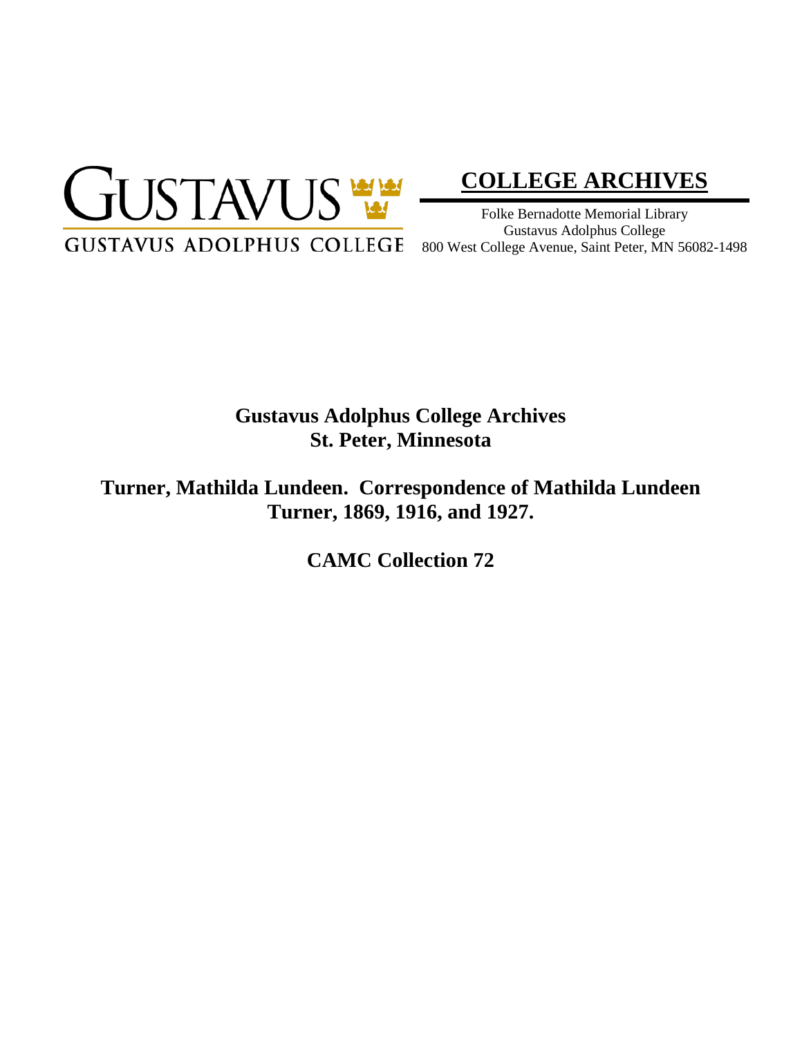GUSTAVUS

GUSTAVUS ADOLPHUS COLLEGE

## COLLEGE ARCHIVES

Folke Bernadotte Memorial Library
Gustavus Adolphus College
800 West College Avenue, Saint Peter, MN 56082-1498

# Gustavus Adolphus College Archives
# St. Peter, Minnesota

## Turner, Mathilda Lundeen. Correspondence of Mathilda Lundeen Turner, 1869, 1916, and 1927.

## CAMC Collection 72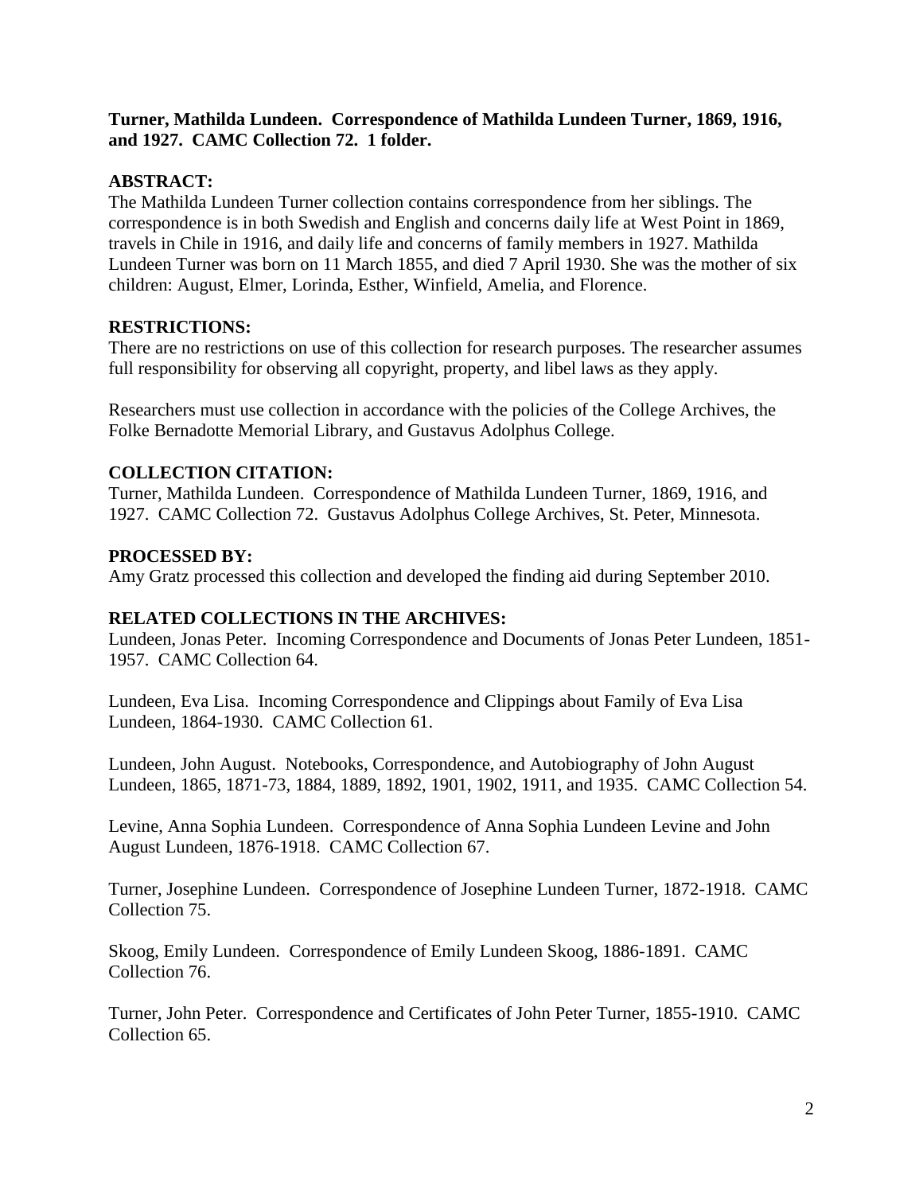**Turner, Mathilda Lundeen. Correspondence of Mathilda Lundeen Turner, 1869, 1916, and 1927. CAMC Collection 72. 1 folder.**

## ABSTRACT:

The Mathilda Lundeen Turner collection contains correspondence from her siblings. The correspondence is in both Swedish and English and concerns daily life at West Point in 1869, travels in Chile in 1916, and daily life and concerns of family members in 1927. Mathilda Lundeen Turner was born on 11 March 1855, and died 7 April 1930. She was the mother of six children: August, Elmer, Lorinda, Esther, Winfield, Amelia, and Florence.

## RESTRICTIONS:

There are no restrictions on use of this collection for research purposes. The researcher assumes full responsibility for observing all copyright, property, and libel laws as they apply.

Researchers must use collection in accordance with the policies of the College Archives, the Folke Bernadotte Memorial Library, and Gustavus Adolphus College.

## COLLECTION CITATION:

Turner, Mathilda Lundeen. Correspondence of Mathilda Lundeen Turner, 1869, 1916, and 1927. CAMC Collection 72. Gustavus Adolphus College Archives, St. Peter, Minnesota.

## PROCESSED BY:

Amy Gratz processed this collection and developed the finding aid during September 2010.

## RELATED COLLECTIONS IN THE ARCHIVES:

Lundeen, Jonas Peter. Incoming Correspondence and Documents of Jonas Peter Lundeen, 1851-1957. CAMC Collection 64.

Lundeen, Eva Lisa. Incoming Correspondence and Clippings about Family of Eva Lisa Lundeen, 1864-1930. CAMC Collection 61.

Lundeen, John August. Notebooks, Correspondence, and Autobiography of John August Lundeen, 1865, 1871-73, 1884, 1889, 1892, 1901, 1902, 1911, and 1935. CAMC Collection 54.

Levine, Anna Sophia Lundeen. Correspondence of Anna Sophia Lundeen Levine and John August Lundeen, 1876-1918. CAMC Collection 67.

Turner, Josephine Lundeen. Correspondence of Josephine Lundeen Turner, 1872-1918. CAMC Collection 75.

Skoog, Emily Lundeen. Correspondence of Emily Lundeen Skoog, 1886-1891. CAMC Collection 76.

Turner, John Peter. Correspondence and Certificates of John Peter Turner, 1855-1910. CAMC Collection 65.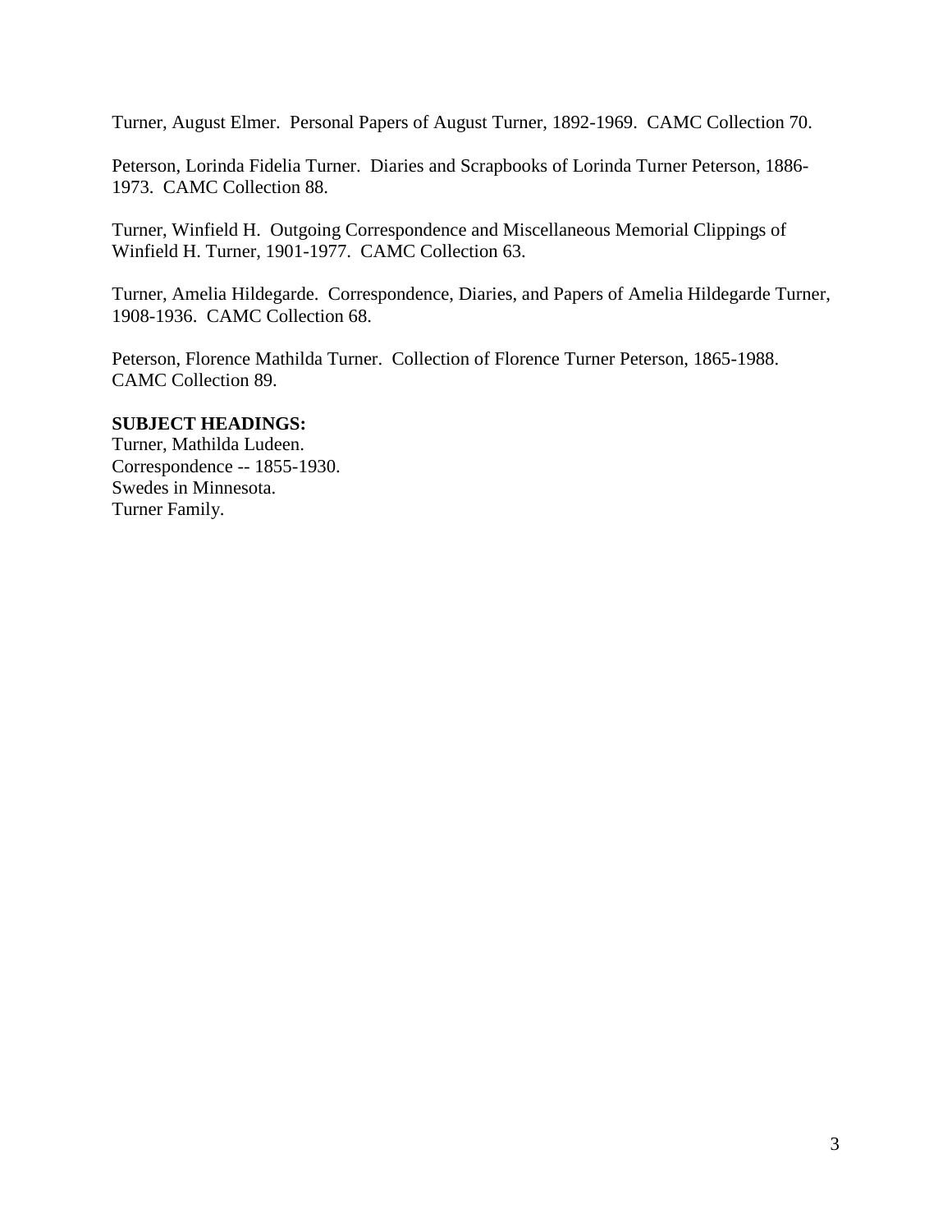Turner, August Elmer. Personal Papers of August Turner, 1892-1969. CAMC Collection 70.

Peterson, Lorinda Fidelia Turner. Diaries and Scrapbooks of Lorinda Turner Peterson, 1886-1973. CAMC Collection 88.

Turner, Winfield H. Outgoing Correspondence and Miscellaneous Memorial Clippings of Winfield H. Turner, 1901-1977. CAMC Collection 63.

Turner, Amelia Hildegarde. Correspondence, Diaries, and Papers of Amelia Hildegarde Turner, 1908-1936. CAMC Collection 68.

Peterson, Florence Mathilda Turner. Collection of Florence Turner Peterson, 1865-1988. CAMC Collection 89.

**SUBJECT HEADINGS:**
Turner, Mathilda Ludeen.
Correspondence -- 1855-1930.
Swedes in Minnesota.
Turner Family.